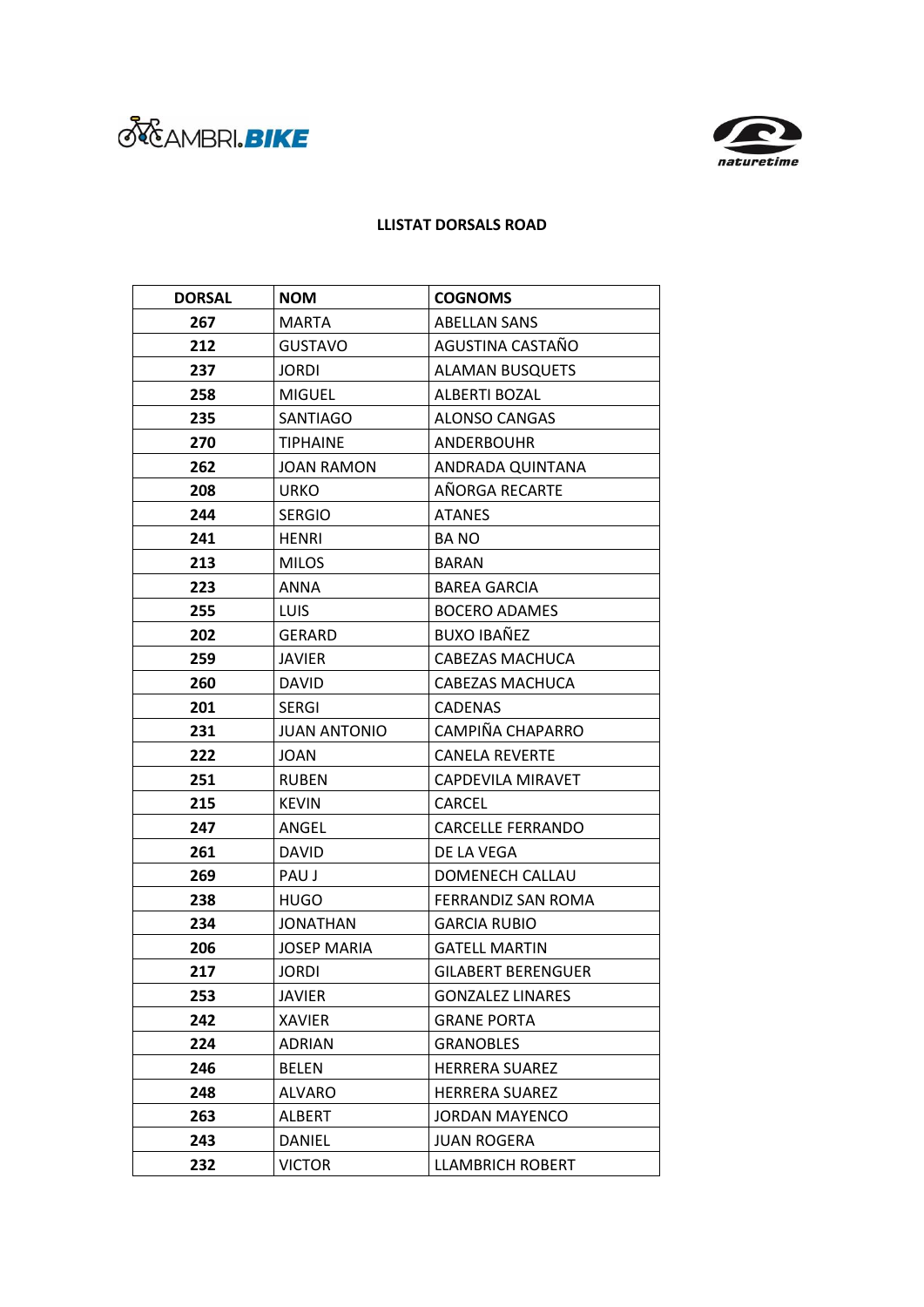**LLISTAT DORSALS ROAD**

| DORSAL | NOM | COGNOMS |
| --- | --- | --- |
| 267 | MARTA | ABELLAN SANS |
| 212 | GUSTAVO | AGUSTINA CASTAÑO |
| 237 | JORDI | ALAMAN BUSQUETS |
| 258 | MIGUEL | ALBERTI BOZAL |
| 235 | SANTIAGO | ALONSO CANGAS |
| 270 | TIPHAINE | ANDERBOUHR |
| 262 | JOAN RAMON | ANDRADA QUINTANA |
| 208 | URKO | AÑORGA RECARTE |
| 244 | SERGIO | ATANES |
| 241 | HENRI | BA NO |
| 213 | MILOS | BARAN |
| 223 | ANNA | BAREA GARCIA |
| 255 | LUIS | BOCERO ADAMES |
| 202 | GERARD | BUXO IBAÑEZ |
| 259 | JAVIER | CABEZAS MACHUCA |
| 260 | DAVID | CABEZAS MACHUCA |
| 201 | SERGI | CADENAS |
| 231 | JUAN ANTONIO | CAMPIÑA CHAPARRO |
| 222 | JOAN | CANELA REVERTE |
| 251 | RUBEN | CAPDEVILA MIRAVET |
| 215 | KEVIN | CARCEL |
| 247 | ANGEL | CARCELLE FERRANDO |
| 261 | DAVID | DE LA VEGA |
| 269 | PAU J | DOMENECH CALLAU |
| 238 | HUGO | FERRANDIZ SAN ROMA |
| 234 | JONATHAN | GARCIA RUBIO |
| 206 | JOSEP MARIA | GATELL MARTIN |
| 217 | JORDI | GILABERT BERENGUER |
| 253 | JAVIER | GONZALEZ LINARES |
| 242 | XAVIER | GRANE PORTA |
| 224 | ADRIAN | GRANOBLES |
| 246 | BELEN | HERRERA SUAREZ |
| 248 | ALVARO | HERRERA SUAREZ |
| 263 | ALBERT | JORDAN MAYENCO |
| 243 | DANIEL | JUAN ROGERA |
| 232 | VICTOR | LLAMBRICH ROBERT |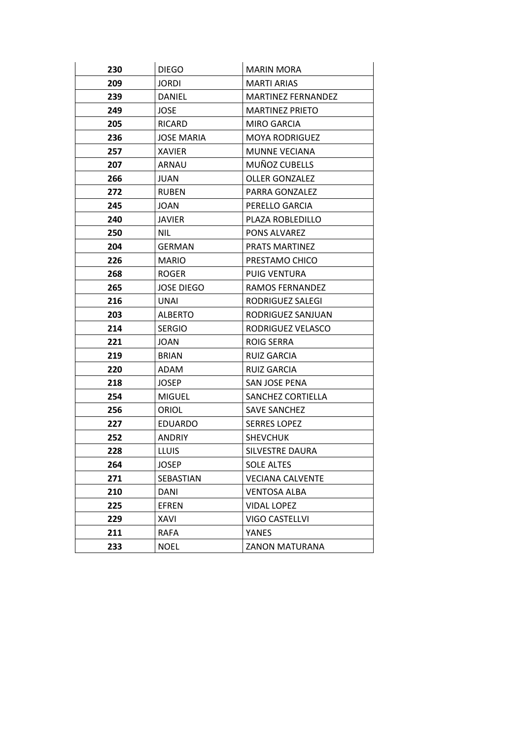| | | |
|---|---|---|
| **230** | DIEGO | MARIN MORA |
| **209** | JORDI | MARTI ARIAS |
| **239** | DANIEL | MARTINEZ FERNANDEZ |
| **249** | JOSE | MARTINEZ PRIETO |
| **205** | RICARD | MIRO GARCIA |
| **236** | JOSE MARIA | MOYA RODRIGUEZ |
| **257** | XAVIER | MUNNE VECIANA |
| **207** | ARNAU | MUÑOZ CUBELLS |
| **266** | JUAN | OLLER GONZALEZ |
| **272** | RUBEN | PARRA GONZALEZ |
| **245** | JOAN | PERELLO GARCIA |
| **240** | JAVIER | PLAZA ROBLEDILLO |
| **250** | NIL | PONS ALVAREZ |
| **204** | GERMAN | PRATS MARTINEZ |
| **226** | MARIO | PRESTAMO CHICO |
| **268** | ROGER | PUIG VENTURA |
| **265** | JOSE DIEGO | RAMOS FERNANDEZ |
| **216** | UNAI | RODRIGUEZ SALEGI |
| **203** | ALBERTO | RODRIGUEZ SANJUAN |
| **214** | SERGIO | RODRIGUEZ VELASCO |
| **221** | JOAN | ROIG SERRA |
| **219** | BRIAN | RUIZ GARCIA |
| **220** | ADAM | RUIZ GARCIA |
| **218** | JOSEP | SAN JOSE PENA |
| **254** | MIGUEL | SANCHEZ CORTIELLA |
| **256** | ORIOL | SAVE SANCHEZ |
| **227** | EDUARDO | SERRES LOPEZ |
| **252** | ANDRIY | SHEVCHUK |
| **228** | LLUIS | SILVESTRE DAURA |
| **264** | JOSEP | SOLE ALTES |
| **271** | SEBASTIAN | VECIANA CALVENTE |
| **210** | DANI | VENTOSA ALBA |
| **225** | EFREN | VIDAL LOPEZ |
| **229** | XAVI | VIGO CASTELLVI |
| **211** | RAFA | YANES |
| **233** | NOEL | ZANON MATURANA |